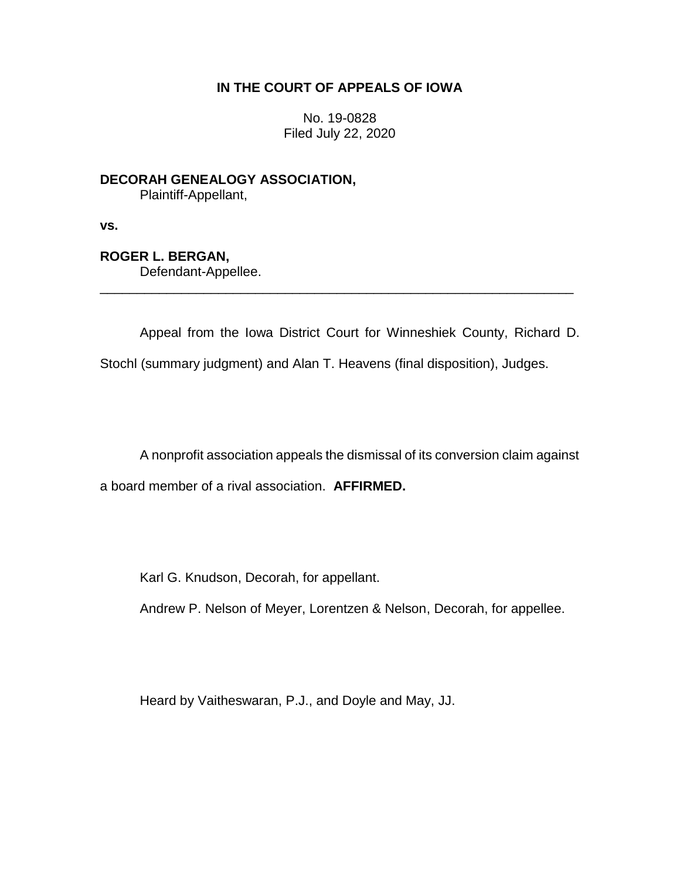**IN THE COURT OF APPEALS OF IOWA**

No. 19-0828
Filed July 22, 2020

**DECORAH GENEALOGY ASSOCIATION,**
Plaintiff-Appellant,

**vs.**

**ROGER L. BERGAN,**
Defendant-Appellee.

---

Appeal from the Iowa District Court for Winneshiek County, Richard D. Stochl (summary judgment) and Alan T. Heavens (final disposition), Judges.

A nonprofit association appeals the dismissal of its conversion claim against a board member of a rival association. **AFFIRMED.**

Karl G. Knudson, Decorah, for appellant.

Andrew P. Nelson of Meyer, Lorentzen & Nelson, Decorah, for appellee.

Heard by Vaitheswaran, P.J., and Doyle and May, JJ.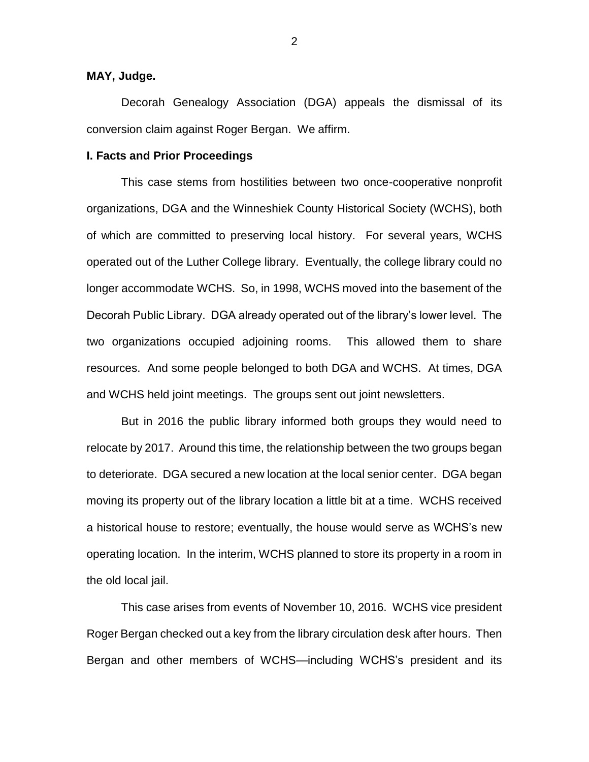**MAY, Judge.**

Decorah Genealogy Association (DGA) appeals the dismissal of its conversion claim against Roger Bergan. We affirm.

**I. Facts and Prior Proceedings**

This case stems from hostilities between two once-cooperative nonprofit organizations, DGA and the Winneshiek County Historical Society (WCHS), both of which are committed to preserving local history. For several years, WCHS operated out of the Luther College library. Eventually, the college library could no longer accommodate WCHS. So, in 1998, WCHS moved into the basement of the Decorah Public Library. DGA already operated out of the library's lower level. The two organizations occupied adjoining rooms. This allowed them to share resources. And some people belonged to both DGA and WCHS. At times, DGA and WCHS held joint meetings. The groups sent out joint newsletters.

But in 2016 the public library informed both groups they would need to relocate by 2017. Around this time, the relationship between the two groups began to deteriorate. DGA secured a new location at the local senior center. DGA began moving its property out of the library location a little bit at a time. WCHS received a historical house to restore; eventually, the house would serve as WCHS's new operating location. In the interim, WCHS planned to store its property in a room in the old local jail.

This case arises from events of November 10, 2016. WCHS vice president Roger Bergan checked out a key from the library circulation desk after hours. Then Bergan and other members of WCHS—including WCHS's president and its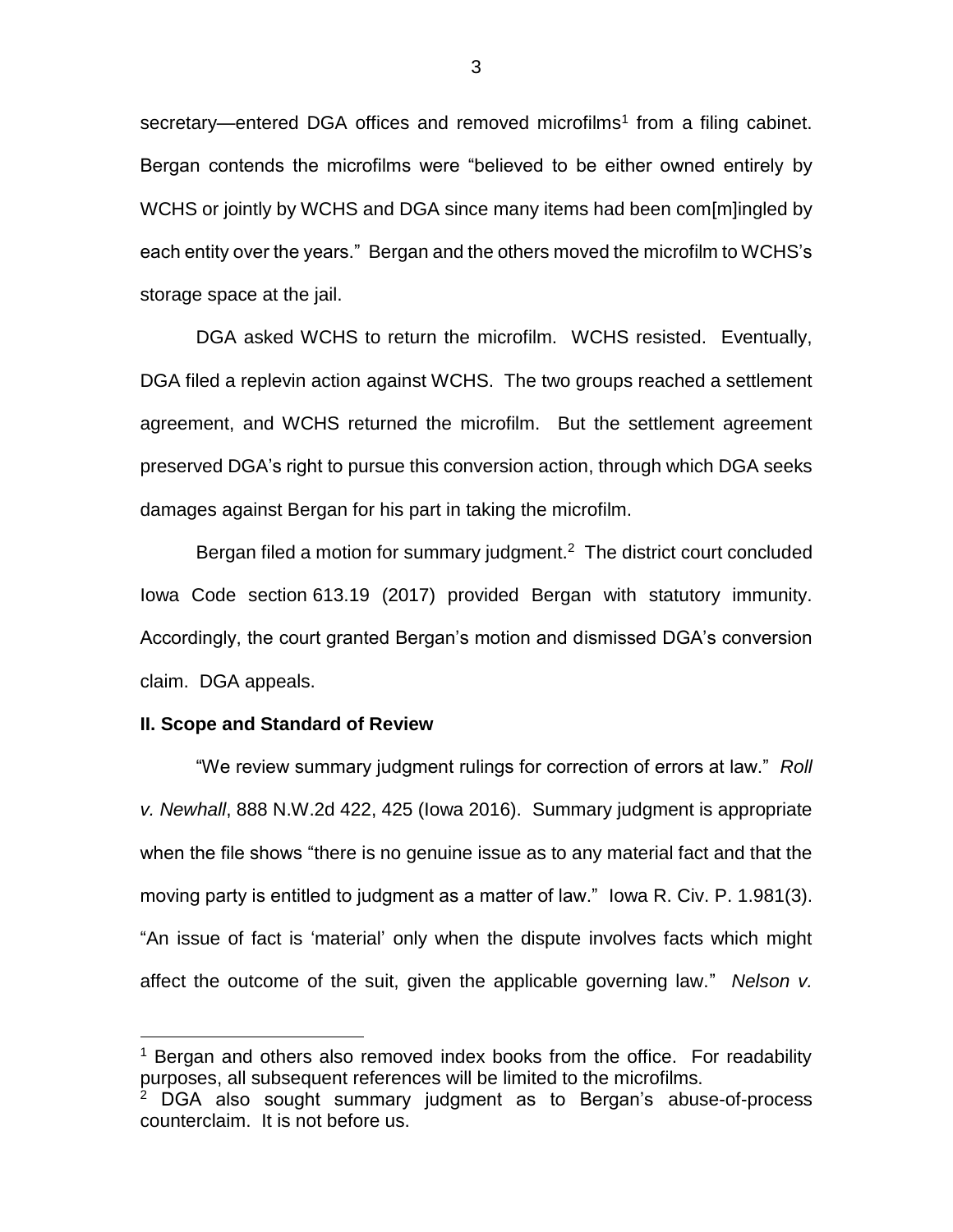secretary—entered DGA offices and removed microfilms[1] from a filing cabinet. Bergan contends the microfilms were "believed to be either owned entirely by WCHS or jointly by WCHS and DGA since many items had been com[m]ingled by each entity over the years." Bergan and the others moved the microfilm to WCHS's storage space at the jail.

DGA asked WCHS to return the microfilm. WCHS resisted. Eventually, DGA filed a replevin action against WCHS. The two groups reached a settlement agreement, and WCHS returned the microfilm. But the settlement agreement preserved DGA's right to pursue this conversion action, through which DGA seeks damages against Bergan for his part in taking the microfilm.

Bergan filed a motion for summary judgment.[2] The district court concluded Iowa Code section 613.19 (2017) provided Bergan with statutory immunity. Accordingly, the court granted Bergan's motion and dismissed DGA's conversion claim. DGA appeals.

**II. Scope and Standard of Review**

"We review summary judgment rulings for correction of errors at law." *Roll v. Newhall*, 888 N.W.2d 422, 425 (Iowa 2016). Summary judgment is appropriate when the file shows "there is no genuine issue as to any material fact and that the moving party is entitled to judgment as a matter of law." Iowa R. Civ. P. 1.981(3). "An issue of fact is 'material' only when the dispute involves facts which might affect the outcome of the suit, given the applicable governing law." *Nelson v.*

---

[1] Bergan and others also removed index books from the office. For readability purposes, all subsequent references will be limited to the microfilms.

[2] DGA also sought summary judgment as to Bergan's abuse-of-process counterclaim. It is not before us.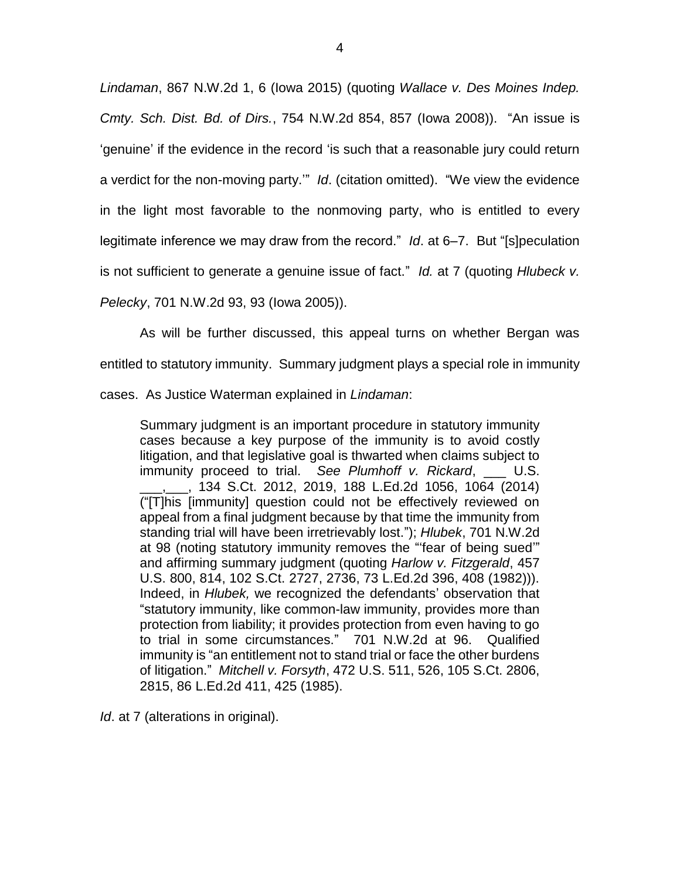*Lindaman*, 867 N.W.2d 1, 6 (Iowa 2015) (quoting *Wallace v. Des Moines Indep. Cmty. Sch. Dist. Bd. of Dirs.*, 754 N.W.2d 854, 857 (Iowa 2008)). "An issue is 'genuine' if the evidence in the record 'is such that a reasonable jury could return a verdict for the non-moving party.'" *Id*. (citation omitted). "We view the evidence in the light most favorable to the nonmoving party, who is entitled to every legitimate inference we may draw from the record." *Id*. at 6–7. But "[s]peculation is not sufficient to generate a genuine issue of fact." *Id.* at 7 (quoting *Hlubeck v. Pelecky*, 701 N.W.2d 93, 93 (Iowa 2005)).

As will be further discussed, this appeal turns on whether Bergan was entitled to statutory immunity. Summary judgment plays a special role in immunity cases. As Justice Waterman explained in *Lindaman*:

> Summary judgment is an important procedure in statutory immunity cases because a key purpose of the immunity is to avoid costly litigation, and that legislative goal is thwarted when claims subject to immunity proceed to trial. *See Plumhoff v. Rickard*, ___ U.S. ___,___, 134 S.Ct. 2012, 2019, 188 L.Ed.2d 1056, 1064 (2014) ("[T]his [immunity] question could not be effectively reviewed on appeal from a final judgment because by that time the immunity from standing trial will have been irretrievably lost."); *Hlubek*, 701 N.W.2d at 98 (noting statutory immunity removes the "'fear of being sued'" and affirming summary judgment (quoting *Harlow v. Fitzgerald*, 457 U.S. 800, 814, 102 S.Ct. 2727, 2736, 73 L.Ed.2d 396, 408 (1982))). Indeed, in *Hlubek,* we recognized the defendants' observation that "statutory immunity, like common-law immunity, provides more than protection from liability; it provides protection from even having to go to trial in some circumstances." 701 N.W.2d at 96. Qualified immunity is "an entitlement not to stand trial or face the other burdens of litigation." *Mitchell v. Forsyth*, 472 U.S. 511, 526, 105 S.Ct. 2806, 2815, 86 L.Ed.2d 411, 425 (1985).

*Id*. at 7 (alterations in original).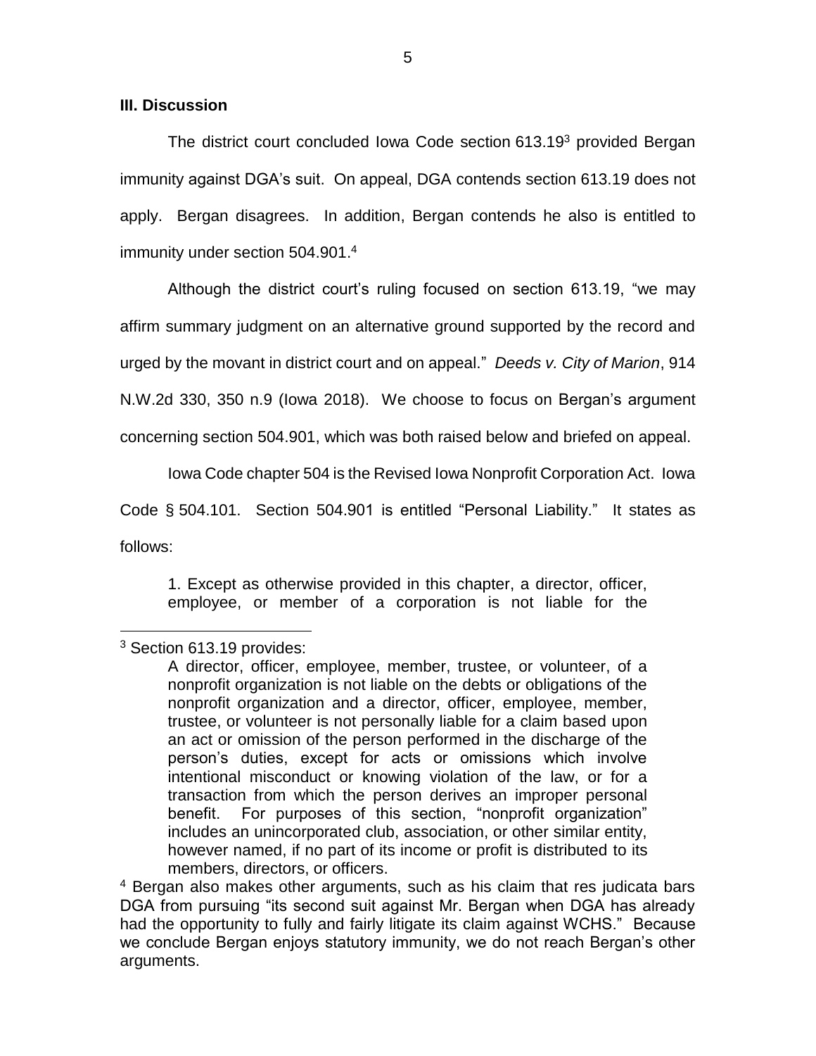**III. Discussion**

The district court concluded Iowa Code section 613.19[3] provided Bergan immunity against DGA's suit. On appeal, DGA contends section 613.19 does not apply. Bergan disagrees. In addition, Bergan contends he also is entitled to immunity under section 504.901.[4]

Although the district court's ruling focused on section 613.19, "we may affirm summary judgment on an alternative ground supported by the record and urged by the movant in district court and on appeal." *Deeds v. City of Marion*, 914 N.W.2d 330, 350 n.9 (Iowa 2018). We choose to focus on Bergan's argument concerning section 504.901, which was both raised below and briefed on appeal.

Iowa Code chapter 504 is the Revised Iowa Nonprofit Corporation Act. Iowa Code § 504.101. Section 504.901 is entitled "Personal Liability." It states as follows:

> 1. Except as otherwise provided in this chapter, a director, officer, employee, or member of a corporation is not liable for the

---

[3] Section 613.19 provides:

> A director, officer, employee, member, trustee, or volunteer, of a nonprofit organization is not liable on the debts or obligations of the nonprofit organization and a director, officer, employee, member, trustee, or volunteer is not personally liable for a claim based upon an act or omission of the person performed in the discharge of the person's duties, except for acts or omissions which involve intentional misconduct or knowing violation of the law, or for a transaction from which the person derives an improper personal benefit. For purposes of this section, "nonprofit organization" includes an unincorporated club, association, or other similar entity, however named, if no part of its income or profit is distributed to its members, directors, or officers.

[4] Bergan also makes other arguments, such as his claim that res judicata bars DGA from pursuing "its second suit against Mr. Bergan when DGA has already had the opportunity to fully and fairly litigate its claim against WCHS." Because we conclude Bergan enjoys statutory immunity, we do not reach Bergan's other arguments.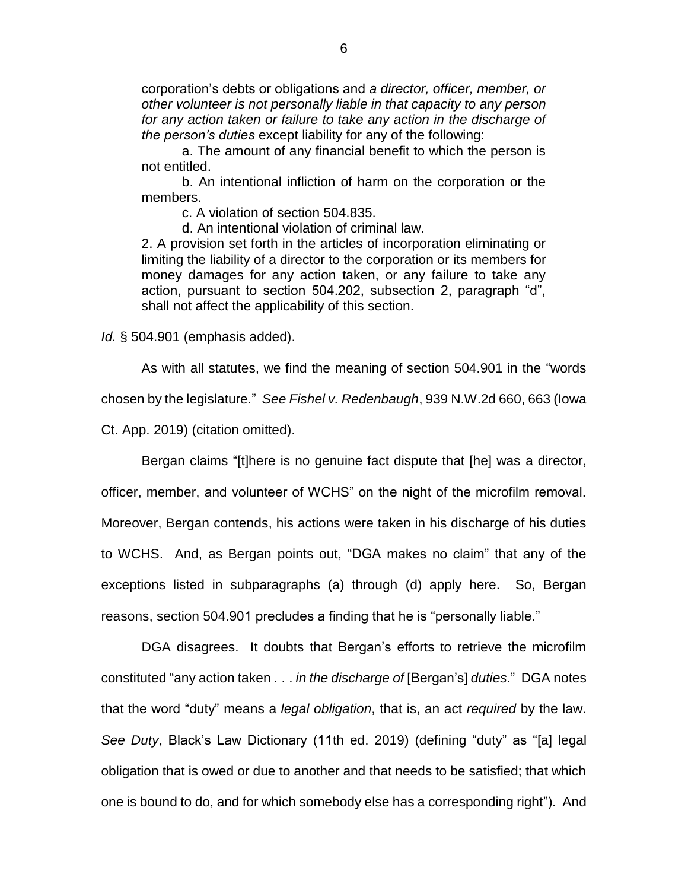> corporation's debts or obligations and *a director, officer, member, or other volunteer is not personally liable in that capacity to any person for any action taken or failure to take any action in the discharge of the person's duties* except liability for any of the following:
>
> a. The amount of any financial benefit to which the person is not entitled.
>
> b. An intentional infliction of harm on the corporation or the members.
>
> c. A violation of section 504.835.
>
> d. An intentional violation of criminal law.
>
> 2. A provision set forth in the articles of incorporation eliminating or limiting the liability of a director to the corporation or its members for money damages for any action taken, or any failure to take any action, pursuant to section 504.202, subsection 2, paragraph "d", shall not affect the applicability of this section.

*Id.* § 504.901 (emphasis added).

As with all statutes, we find the meaning of section 504.901 in the "words chosen by the legislature." *See Fishel v. Redenbaugh*, 939 N.W.2d 660, 663 (Iowa Ct. App. 2019) (citation omitted).

Bergan claims "[t]here is no genuine fact dispute that [he] was a director, officer, member, and volunteer of WCHS" on the night of the microfilm removal. Moreover, Bergan contends, his actions were taken in his discharge of his duties to WCHS. And, as Bergan points out, "DGA makes no claim" that any of the exceptions listed in subparagraphs (a) through (d) apply here. So, Bergan reasons, section 504.901 precludes a finding that he is "personally liable."

DGA disagrees. It doubts that Bergan's efforts to retrieve the microfilm constituted "any action taken . . . *in the discharge of* [Bergan's] *duties*." DGA notes that the word "duty" means a *legal obligation*, that is, an act *required* by the law. *See Duty*, Black's Law Dictionary (11th ed. 2019) (defining "duty" as "[a] legal obligation that is owed or due to another and that needs to be satisfied; that which one is bound to do, and for which somebody else has a corresponding right"). And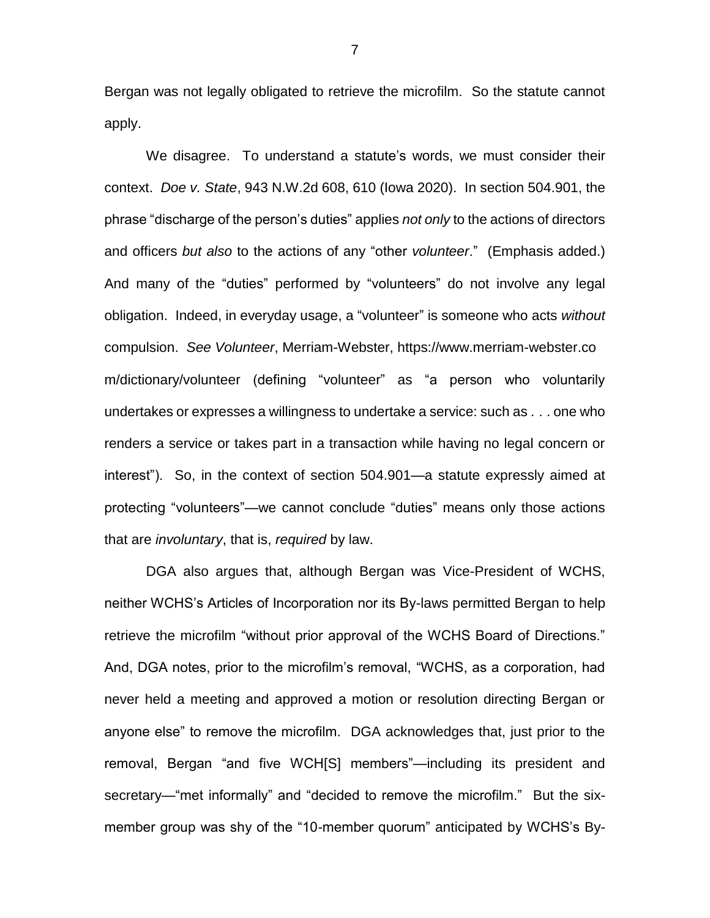Bergan was not legally obligated to retrieve the microfilm. So the statute cannot apply.

We disagree. To understand a statute's words, we must consider their context. *Doe v. State*, 943 N.W.2d 608, 610 (Iowa 2020). In section 504.901, the phrase "discharge of the person's duties" applies *not only* to the actions of directors and officers *but also* to the actions of any "other *volunteer*." (Emphasis added.) And many of the "duties" performed by "volunteers" do not involve any legal obligation. Indeed, in everyday usage, a "volunteer" is someone who acts *without* compulsion. *See Volunteer*, Merriam-Webster, https://www.merriam-webster.com/dictionary/volunteer (defining "volunteer" as "a person who voluntarily undertakes or expresses a willingness to undertake a service: such as . . . one who renders a service or takes part in a transaction while having no legal concern or interest"). So, in the context of section 504.901—a statute expressly aimed at protecting "volunteers"—we cannot conclude "duties" means only those actions that are *involuntary*, that is, *required* by law.

DGA also argues that, although Bergan was Vice-President of WCHS, neither WCHS's Articles of Incorporation nor its By-laws permitted Bergan to help retrieve the microfilm "without prior approval of the WCHS Board of Directions." And, DGA notes, prior to the microfilm's removal, "WCHS, as a corporation, had never held a meeting and approved a motion or resolution directing Bergan or anyone else" to remove the microfilm. DGA acknowledges that, just prior to the removal, Bergan "and five WCH[S] members"—including its president and secretary—"met informally" and "decided to remove the microfilm." But the six-member group was shy of the "10-member quorum" anticipated by WCHS's By-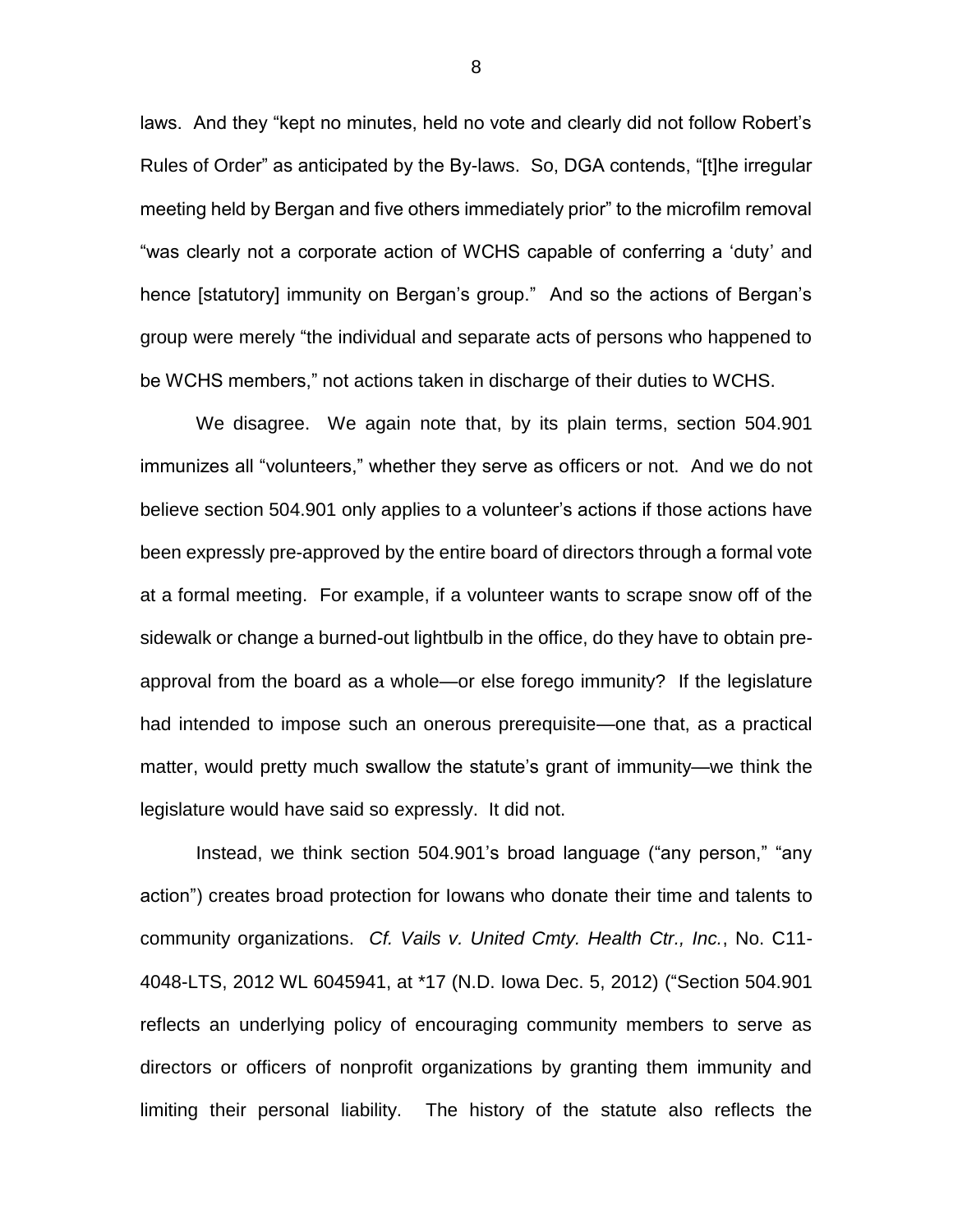laws. And they "kept no minutes, held no vote and clearly did not follow Robert's Rules of Order" as anticipated by the By-laws. So, DGA contends, "[t]he irregular meeting held by Bergan and five others immediately prior" to the microfilm removal "was clearly not a corporate action of WCHS capable of conferring a 'duty' and hence [statutory] immunity on Bergan's group." And so the actions of Bergan's group were merely "the individual and separate acts of persons who happened to be WCHS members," not actions taken in discharge of their duties to WCHS.

We disagree. We again note that, by its plain terms, section 504.901 immunizes all "volunteers," whether they serve as officers or not. And we do not believe section 504.901 only applies to a volunteer's actions if those actions have been expressly pre-approved by the entire board of directors through a formal vote at a formal meeting. For example, if a volunteer wants to scrape snow off of the sidewalk or change a burned-out lightbulb in the office, do they have to obtain pre-approval from the board as a whole—or else forego immunity? If the legislature had intended to impose such an onerous prerequisite—one that, as a practical matter, would pretty much swallow the statute's grant of immunity—we think the legislature would have said so expressly. It did not.

Instead, we think section 504.901's broad language ("any person," "any action") creates broad protection for Iowans who donate their time and talents to community organizations. *Cf. Vails v. United Cmty. Health Ctr., Inc.*, No. C11-4048-LTS, 2012 WL 6045941, at *17 (N.D. Iowa Dec. 5, 2012) ("Section 504.901 reflects an underlying policy of encouraging community members to serve as directors or officers of nonprofit organizations by granting them immunity and limiting their personal liability. The history of the statute also reflects the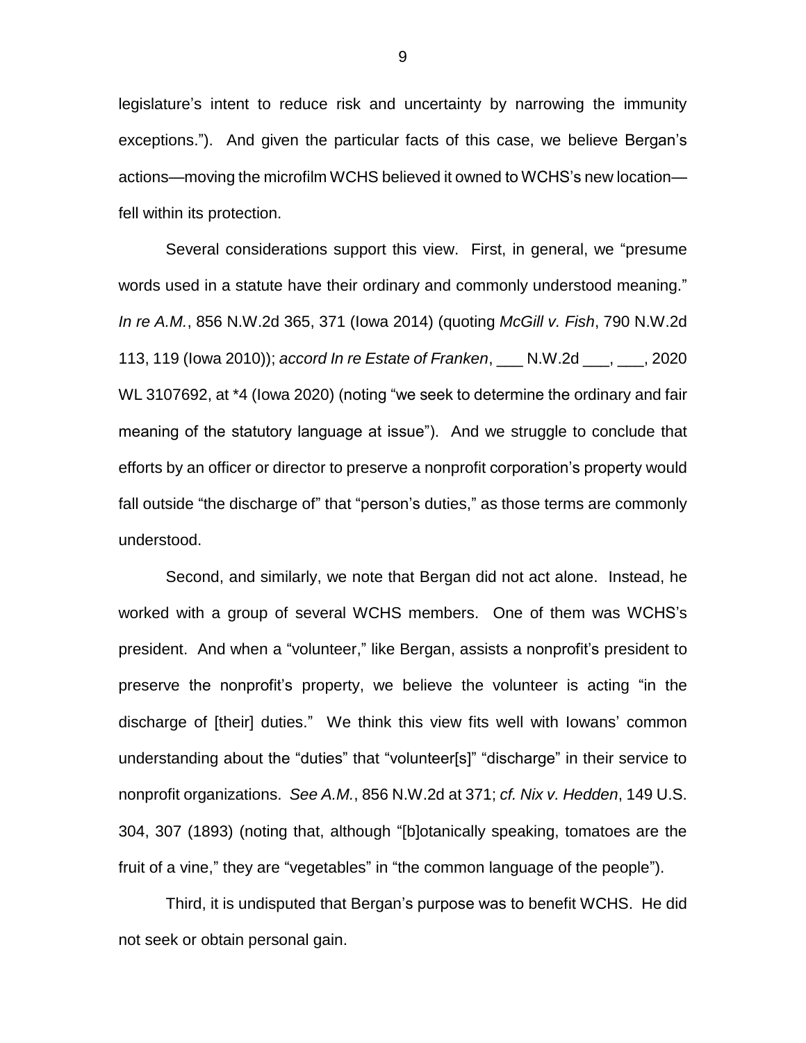legislature's intent to reduce risk and uncertainty by narrowing the immunity exceptions."). And given the particular facts of this case, we believe Bergan's actions—moving the microfilm WCHS believed it owned to WCHS's new location—fell within its protection.

Several considerations support this view. First, in general, we "presume words used in a statute have their ordinary and commonly understood meaning." *In re A.M.*, 856 N.W.2d 365, 371 (Iowa 2014) (quoting *McGill v. Fish*, 790 N.W.2d 113, 119 (Iowa 2010)); *accord In re Estate of Franken*, ___ N.W.2d ___, ___, 2020 WL 3107692, at *4 (Iowa 2020) (noting "we seek to determine the ordinary and fair meaning of the statutory language at issue"). And we struggle to conclude that efforts by an officer or director to preserve a nonprofit corporation's property would fall outside "the discharge of" that "person's duties," as those terms are commonly understood.

Second, and similarly, we note that Bergan did not act alone. Instead, he worked with a group of several WCHS members. One of them was WCHS's president. And when a "volunteer," like Bergan, assists a nonprofit's president to preserve the nonprofit's property, we believe the volunteer is acting "in the discharge of [their] duties." We think this view fits well with Iowans' common understanding about the "duties" that "volunteer[s]" "discharge" in their service to nonprofit organizations. *See A.M.*, 856 N.W.2d at 371; *cf. Nix v. Hedden*, 149 U.S. 304, 307 (1893) (noting that, although "[b]otanically speaking, tomatoes are the fruit of a vine," they are "vegetables" in "the common language of the people").

Third, it is undisputed that Bergan's purpose was to benefit WCHS. He did not seek or obtain personal gain.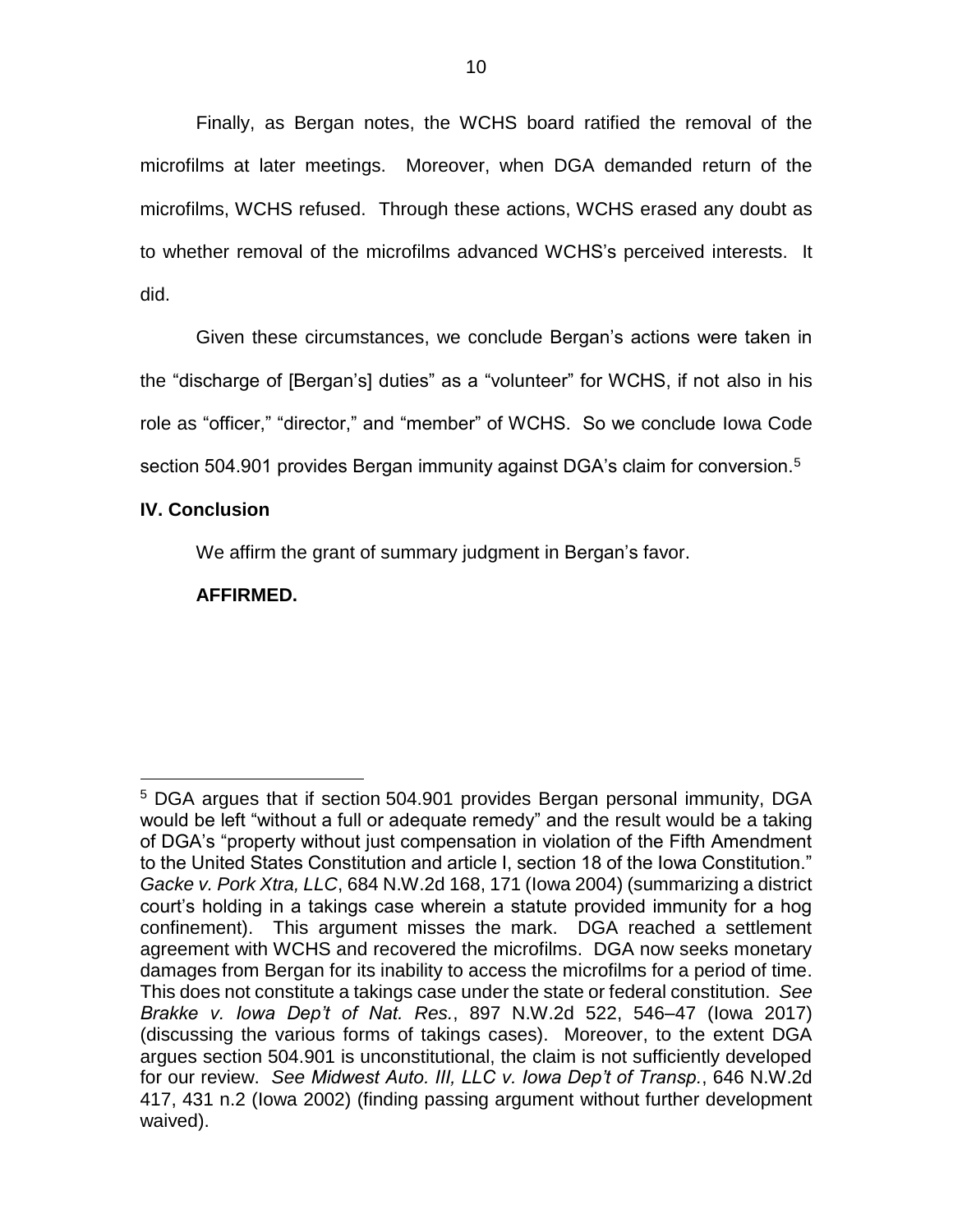Finally, as Bergan notes, the WCHS board ratified the removal of the microfilms at later meetings. Moreover, when DGA demanded return of the microfilms, WCHS refused. Through these actions, WCHS erased any doubt as to whether removal of the microfilms advanced WCHS's perceived interests. It did.

Given these circumstances, we conclude Bergan's actions were taken in the "discharge of [Bergan's] duties" as a "volunteer" for WCHS, if not also in his role as "officer," "director," and "member" of WCHS. So we conclude Iowa Code section 504.901 provides Bergan immunity against DGA's claim for conversion.[5]

**IV. Conclusion**

We affirm the grant of summary judgment in Bergan's favor.

**AFFIRMED.**

---

[5] DGA argues that if section 504.901 provides Bergan personal immunity, DGA would be left "without a full or adequate remedy" and the result would be a taking of DGA's "property without just compensation in violation of the Fifth Amendment to the United States Constitution and article I, section 18 of the Iowa Constitution." *Gacke v. Pork Xtra, LLC*, 684 N.W.2d 168, 171 (Iowa 2004) (summarizing a district court's holding in a takings case wherein a statute provided immunity for a hog confinement). This argument misses the mark. DGA reached a settlement agreement with WCHS and recovered the microfilms. DGA now seeks monetary damages from Bergan for its inability to access the microfilms for a period of time. This does not constitute a takings case under the state or federal constitution. *See Brakke v. Iowa Dep't of Nat. Res.*, 897 N.W.2d 522, 546–47 (Iowa 2017) (discussing the various forms of takings cases). Moreover, to the extent DGA argues section 504.901 is unconstitutional, the claim is not sufficiently developed for our review. *See Midwest Auto. III, LLC v. Iowa Dep't of Transp.*, 646 N.W.2d 417, 431 n.2 (Iowa 2002) (finding passing argument without further development waived).